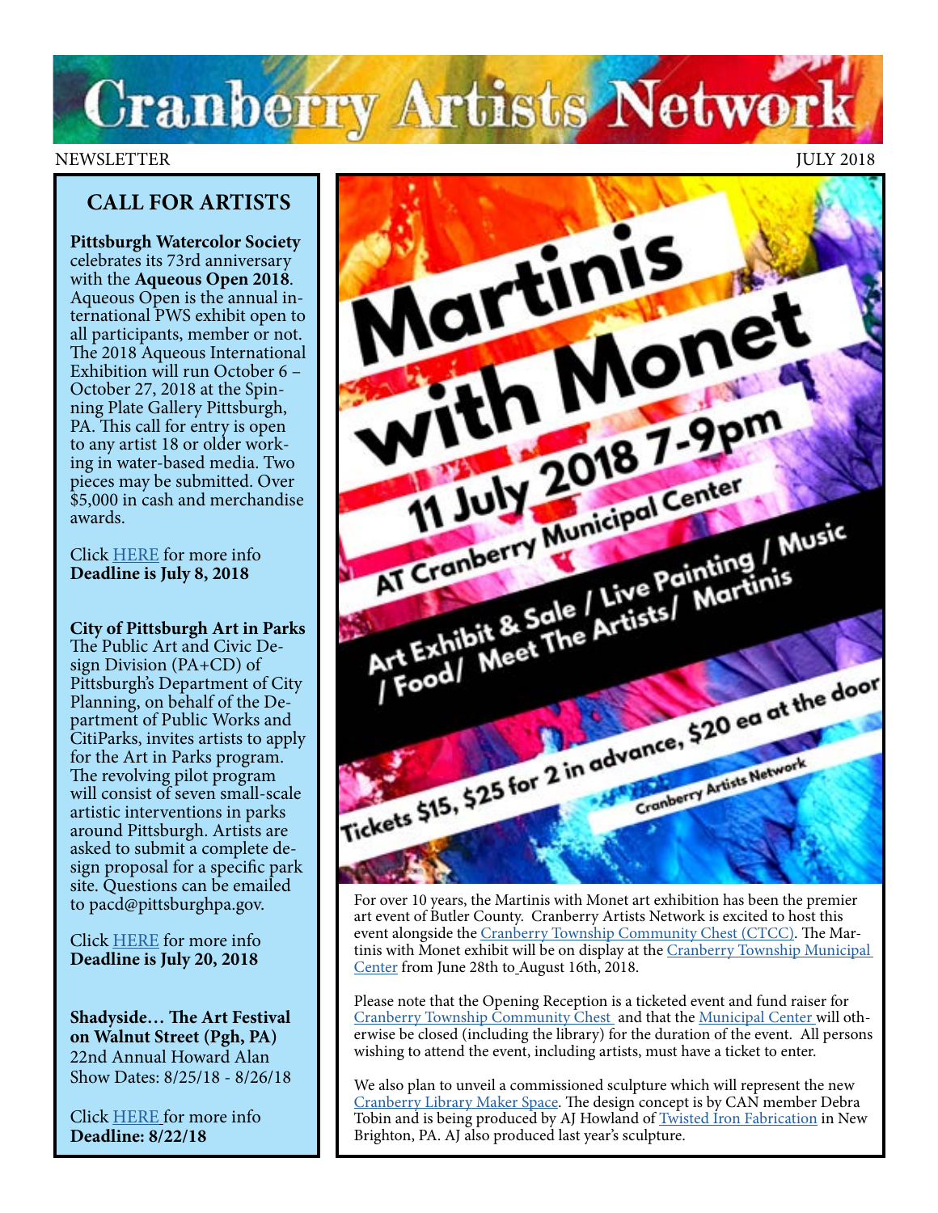# Cranberry Artists Network

NEWSLETTER JULY 2018

## CALL FOR ARTISTS

**Pittsburgh Watercolor Society** celebrates its 73rd anniversary with the **Aqueous Open 2018**. Aqueous Open is the annual international PWS exhibit open to all participants, member or not. The 2018 Aqueous International Exhibition will run October 6 – October 27, 2018 at the Spinning Plate Gallery Pittsburgh, PA. This call for entry is open to any artist 18 or older working in water-based media. Two pieces may be submitted. Over $5,000 in cash and merchandise awards.

Click HERE for more info
**Deadline is July 8, 2018**

**City of Pittsburgh Art in Parks**
The Public Art and Civic Design Division (PA+CD) of Pittsburgh's Department of City Planning, on behalf of the Department of Public Works and CitiParks, invites artists to apply for the Art in Parks program. The revolving pilot program will consist of seven small-scale artistic interventions in parks around Pittsburgh. Artists are asked to submit a complete design proposal for a specific park site. Questions can be emailed to pacd@pittsburghpa.gov.

Click HERE for more info
**Deadline is July 20, 2018**

**Shadyside… The Art Festival on Walnut Street (Pgh, PA)**
22nd Annual Howard Alan Show Dates: 8/25/18 - 8/26/18

Click HERE for more info
**Deadline: 8/22/18**

---

## Martinis with Monet

11 July 2018 7-9pm
AT Cranberry Municipal Center

Art Exhibit & Sale / Live Painting / Music / Food/ Meet The Artists/ Martinis

Tickets $15, $25 for 2 in advance, $20 ea at the door

Cranberry Artists Network

For over 10 years, the Martinis with Monet art exhibition has been the premier art event of Butler County. Cranberry Artists Network is excited to host this event alongside the Cranberry Township Community Chest (CTCC). The Martinis with Monet exhibit will be on display at the Cranberry Township Municipal Center from June 28th to August 16th, 2018.

Please note that the Opening Reception is a ticketed event and fund raiser for Cranberry Township Community Chest and that the Municipal Center will otherwise be closed (including the library) for the duration of the event. All persons wishing to attend the event, including artists, must have a ticket to enter.

We also plan to unveil a commissioned sculpture which will represent the new Cranberry Library Maker Space. The design concept is by CAN member Debra Tobin and is being produced by AJ Howland of Twisted Iron Fabrication in New Brighton, PA. AJ also produced last year's sculpture.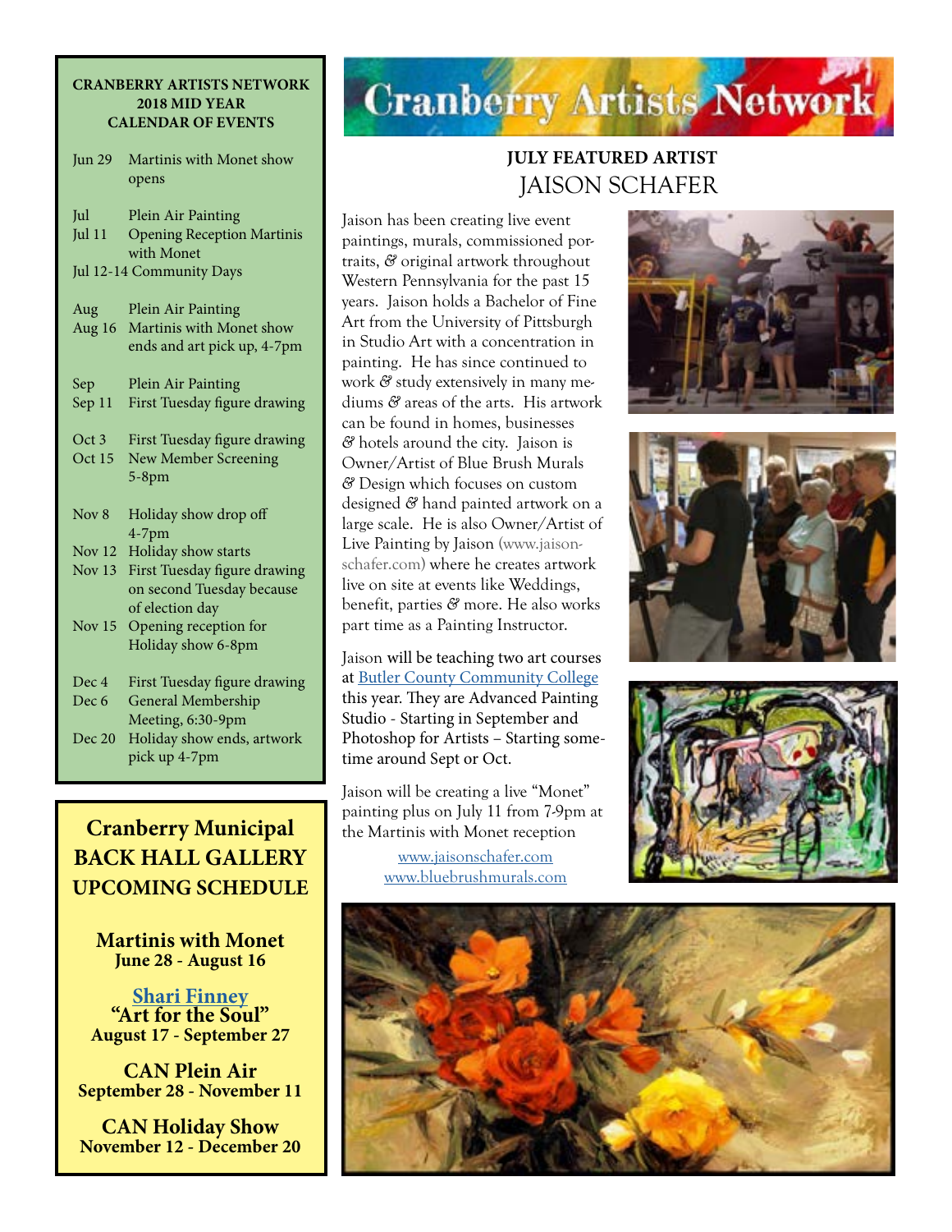# Cranberry Artists Network

## JULY FEATURED ARTIST
## JAISON SCHAFER

Jaison has been creating live event paintings, murals, commissioned portraits, & original artwork throughout Western Pennsylvania for the past 15 years. Jaison holds a Bachelor of Fine Art from the University of Pittsburgh in Studio Art with a concentration in painting. He has since continued to work & study extensively in many mediums & areas of the arts. His artwork can be found in homes, businesses & hotels around the city. Jaison is Owner/Artist of Blue Brush Murals & Design which focuses on custom designed & hand painted artwork on a large scale. He is also Owner/Artist of Live Painting by Jaison (www.jaisonschafer.com) where he creates artwork live on site at events like Weddings, benefit, parties & more. He also works part time as a Painting Instructor.

Jaison will be teaching two art courses at Butler County Community College this year. They are Advanced Painting Studio - Starting in September and Photoshop for Artists – Starting sometime around Sept or Oct.

Jaison will be creating a live "Monet" painting plus on July 11 from 7-9pm at the Martinis with Monet reception

www.jaisonschafer.com
www.bluebrushmurals.com

---

**CRANBERRY ARTISTS NETWORK**
**2018 MID YEAR**
**CALENDAR OF EVENTS**

| Date | Event |
|---|---|
| Jun 29 | Martinis with Monet show opens |
| Jul | Plein Air Painting |
| Jul 11 | Opening Reception Martinis with Monet |
| Jul 12-14 | Community Days |
| Aug | Plein Air Painting |
| Aug 16 | Martinis with Monet show ends and art pick up, 4-7pm |
| Sep | Plein Air Painting |
| Sep 11 | First Tuesday figure drawing |
| Oct 3 | First Tuesday figure drawing |
| Oct 15 | New Member Screening 5-8pm |
| Nov 8 | Holiday show drop off 4-7pm |
| Nov 12 | Holiday show starts |
| Nov 13 | First Tuesday figure drawing on second Tuesday because of election day |
| Nov 15 | Opening reception for Holiday show 6-8pm |
| Dec 4 | First Tuesday figure drawing |
| Dec 6 | General Membership Meeting, 6:30-9pm |
| Dec 20 | Holiday show ends, artwork pick up 4-7pm |

---

## Cranberry Municipal BACK HALL GALLERY UPCOMING SCHEDULE

**Martinis with Monet**
**June 28 - August 16**

**Shari Finney**
**"Art for the Soul"**
**August 17 - September 27**

**CAN Plein Air**
**September 28 - November 11**

**CAN Holiday Show**
**November 12 - December 20**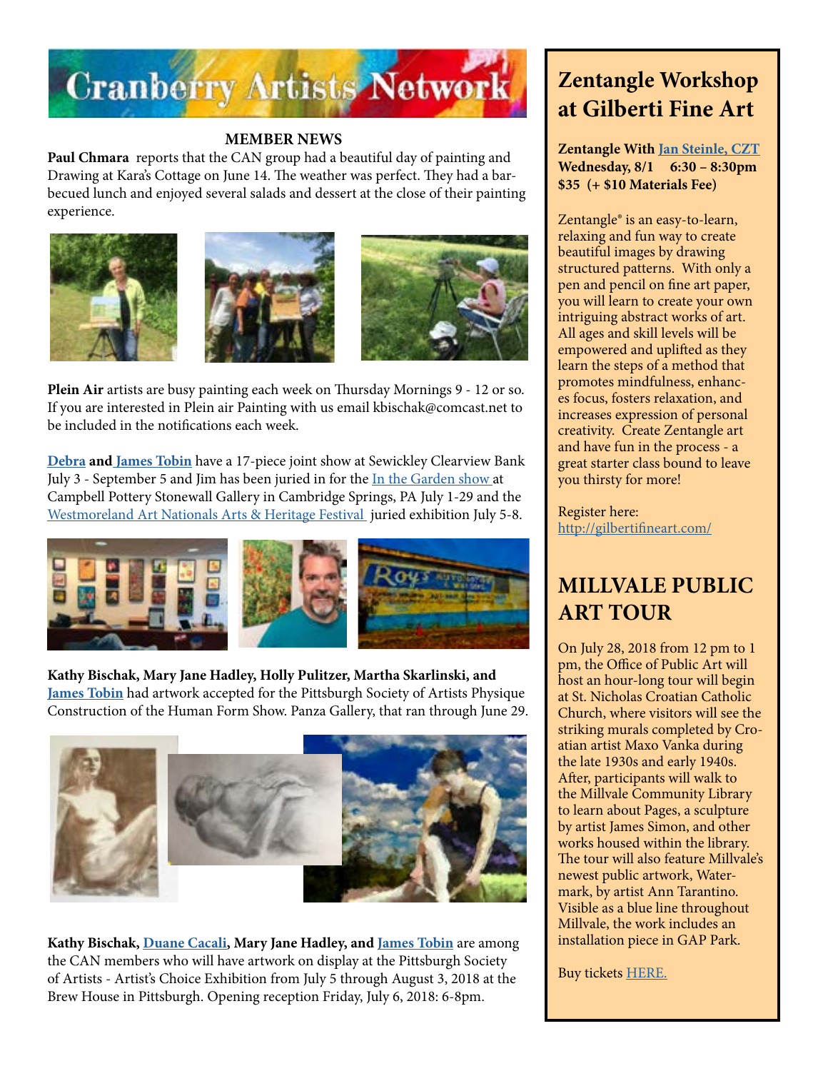# Cranberry Artists Network

## MEMBER NEWS

**Paul Chmara** reports that the CAN group had a beautiful day of painting and Drawing at Kara's Cottage on June 14. The weather was perfect. They had a barbecued lunch and enjoyed several salads and dessert at the close of their painting experience.

**Plein Air** artists are busy painting each week on Thursday Mornings 9 - 12 or so. If you are interested in Plein air Painting with us email kbischak@comcast.net to be included in the notifications each week.

**Debra and James Tobin** have a 17-piece joint show at Sewickley Clearview Bank July 3 - September 5 and Jim has been juried in for the In the Garden show at Campbell Pottery Stonewall Gallery in Cambridge Springs, PA July 1-29 and the Westmoreland Art Nationals Arts & Heritage Festival juried exhibition July 5-8.

**Kathy Bischak, Mary Jane Hadley, Holly Pulitzer, Martha Skarlinski, and James Tobin** had artwork accepted for the Pittsburgh Society of Artists Physique Construction of the Human Form Show. Panza Gallery, that ran through June 29.

**Kathy Bischak, Duane Cacali, Mary Jane Hadley, and James Tobin** are among the CAN members who will have artwork on display at the Pittsburgh Society of Artists - Artist's Choice Exhibition from July 5 through August 3, 2018 at the Brew House in Pittsburgh. Opening reception Friday, July 6, 2018: 6-8pm.

## Zentangle Workshop at Gilberti Fine Art

**Zentangle With Jan Steinle, CZT**
**Wednesday, 8/1 6:30 – 8:30pm**
**$35 (+ $10 Materials Fee)**

Zentangle® is an easy-to-learn, relaxing and fun way to create beautiful images by drawing structured patterns. With only a pen and pencil on fine art paper, you will learn to create your own intriguing abstract works of art. All ages and skill levels will be empowered and uplifted as they learn the steps of a method that promotes mindfulness, enhances focus, fosters relaxation, and increases expression of personal creativity. Create Zentangle art and have fun in the process - a great starter class bound to leave you thirsty for more!

Register here:
http://gilbertifineart.com/

## MILLVALE PUBLIC ART TOUR

On July 28, 2018 from 12 pm to 1 pm, the Office of Public Art will host an hour-long tour will begin at St. Nicholas Croatian Catholic Church, where visitors will see the striking murals completed by Croatian artist Maxo Vanka during the late 1930s and early 1940s. After, participants will walk to the Millvale Community Library to learn about Pages, a sculpture by artist James Simon, and other works housed within the library. The tour will also feature Millvale's newest public artwork, Watermark, by artist Ann Tarantino. Visible as a blue line throughout Millvale, the work includes an installation piece in GAP Park.

Buy tickets HERE.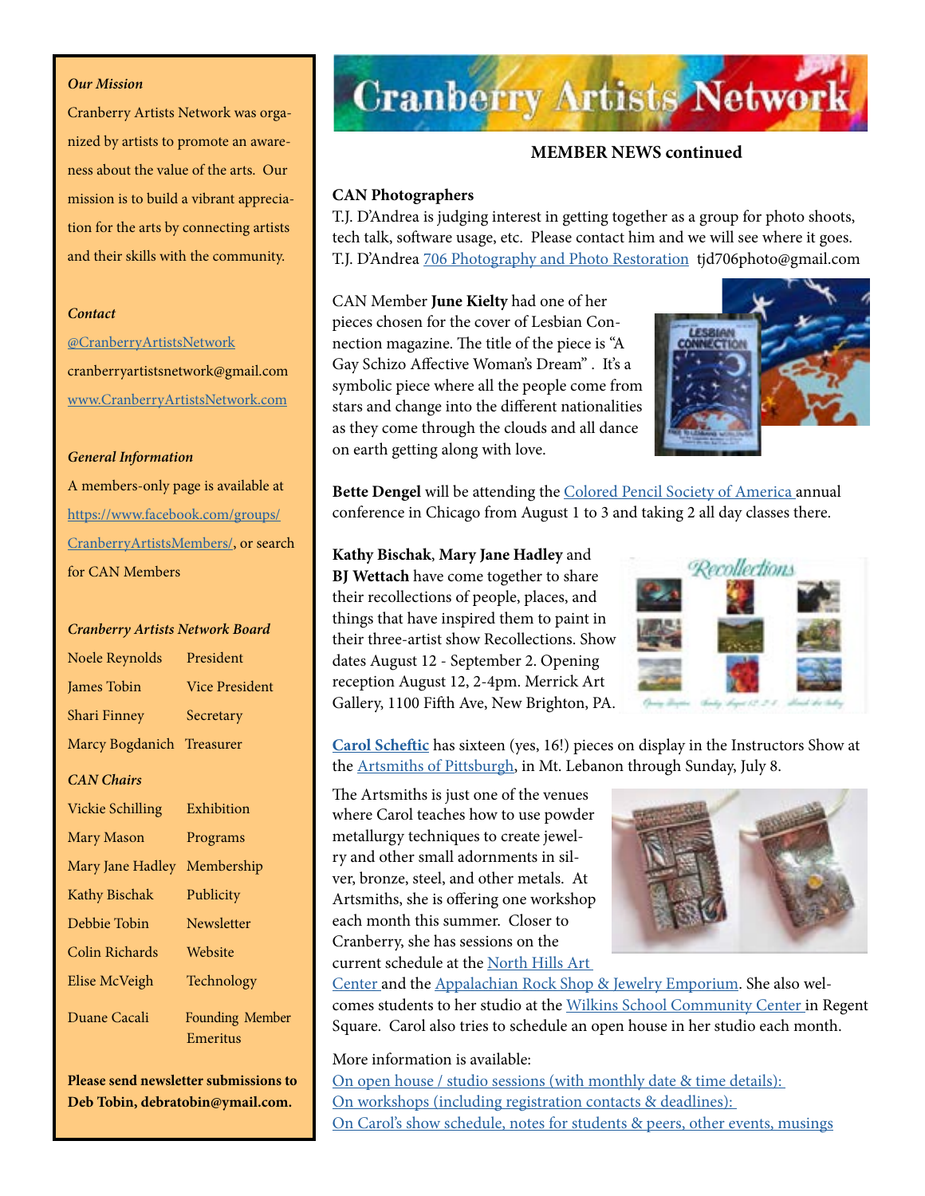# Cranberry Artists Network

## MEMBER NEWS continued

**CAN Photographers**
T.J. D'Andrea is judging interest in getting together as a group for photo shoots, tech talk, software usage, etc. Please contact him and we will see where it goes. T.J. D'Andrea 706 Photography and Photo Restoration tjd706photo@gmail.com

CAN Member **June Kielty** had one of her pieces chosen for the cover of Lesbian Connection magazine. The title of the piece is "A Gay Schizo Affective Woman's Dream" . It's a symbolic piece where all the people come from stars and change into the different nationalities as they come through the clouds and all dance on earth getting along with love.

**Bette Dengel** will be attending the Colored Pencil Society of America annual conference in Chicago from August 1 to 3 and taking 2 all day classes there.

**Kathy Bischak**, **Mary Jane Hadley** and **BJ Wettach** have come together to share their recollections of people, places, and things that have inspired them to paint in their three-artist show Recollections. Show dates August 12 - September 2. Opening reception August 12, 2-4pm. Merrick Art Gallery, 1100 Fifth Ave, New Brighton, PA.

**Carol Scheftic** has sixteen (yes, 16!) pieces on display in the Instructors Show at the Artsmiths of Pittsburgh, in Mt. Lebanon through Sunday, July 8.

The Artsmiths is just one of the venues where Carol teaches how to use powder metallurgy techniques to create jewelry and other small adornments in silver, bronze, steel, and other metals. At Artsmiths, she is offering one workshop each month this summer. Closer to Cranberry, she has sessions on the current schedule at the North Hills Art Center and the Appalachian Rock Shop & Jewelry Emporium. She also welcomes students to her studio at the Wilkins School Community Center in Regent Square. Carol also tries to schedule an open house in her studio each month.

More information is available:
On open house / studio sessions (with monthly date & time details):
On workshops (including registration contacts & deadlines):
On Carol's show schedule, notes for students & peers, other events, musings

---

*Our Mission*

Cranberry Artists Network was organized by artists to promote an awareness about the value of the arts. Our mission is to build a vibrant appreciation for the arts by connecting artists and their skills with the community.

*Contact*

@CranberryArtistsNetwork
cranberryartistsnetwork@gmail.com
www.CranberryArtistsNetwork.com

*General Information*

A members-only page is available at https://www.facebook.com/groups/CranberryArtistsMembers/, or search for CAN Members

*Cranberry Artists Network Board*

| | |
|---|---|
| Noele Reynolds | President |
| James Tobin | Vice President |
| Shari Finney | Secretary |
| Marcy Bogdanich | Treasurer |

*CAN Chairs*

| | |
|---|---|
| Vickie Schilling | Exhibition |
| Mary Mason | Programs |
| Mary Jane Hadley | Membership |
| Kathy Bischak | Publicity |
| Debbie Tobin | Newsletter |
| Colin Richards | Website |
| Elise McVeigh | Technology |
| Duane Cacali | Founding Member Emeritus |

**Please send newsletter submissions to Deb Tobin, debratobin@ymail.com.**